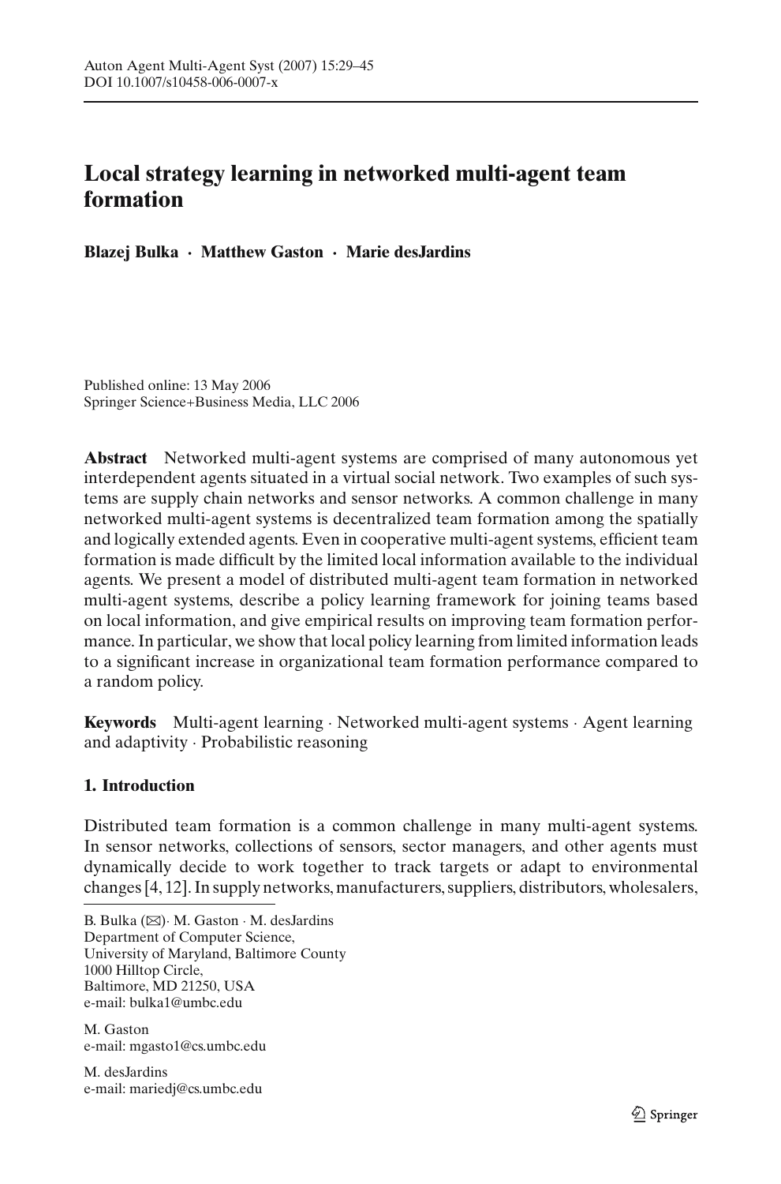# Local strategy learning in networked multi-agent team formation

**Blazej Bulka · Matthew Gaston · Marie desJardins**

Published online: 13 May 2006
Springer Science+Business Media, LLC 2006

**Abstract** Networked multi-agent systems are comprised of many autonomous yet interdependent agents situated in a virtual social network. Two examples of such systems are supply chain networks and sensor networks. A common challenge in many networked multi-agent systems is decentralized team formation among the spatially and logically extended agents. Even in cooperative multi-agent systems, efficient team formation is made difficult by the limited local information available to the individual agents. We present a model of distributed multi-agent team formation in networked multi-agent systems, describe a policy learning framework for joining teams based on local information, and give empirical results on improving team formation performance. In particular, we show that local policy learning from limited information leads to a significant increase in organizational team formation performance compared to a random policy.

**Keywords** Multi-agent learning · Networked multi-agent systems · Agent learning and adaptivity · Probabilistic reasoning

## 1. Introduction

Distributed team formation is a common challenge in many multi-agent systems. In sensor networks, collections of sensors, sector managers, and other agents must dynamically decide to work together to track targets or adapt to environmental changes [4, 12]. In supply networks, manufacturers, suppliers, distributors, wholesalers,

B. Bulka (✉)· M. Gaston · M. desJardins
Department of Computer Science,
University of Maryland, Baltimore County
1000 Hilltop Circle,
Baltimore, MD 21250, USA
e-mail: bulka1@umbc.edu

M. Gaston
e-mail: mgasto1@cs.umbc.edu

M. desJardins
e-mail: mariedj@cs.umbc.edu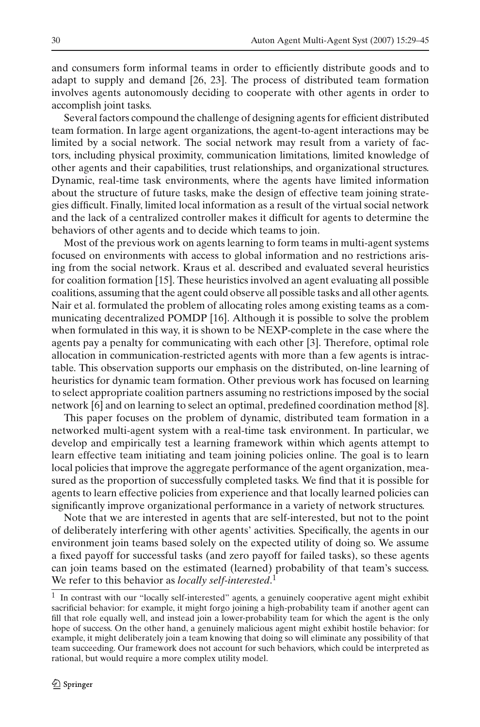and consumers form informal teams in order to efficiently distribute goods and to adapt to supply and demand [26, 23]. The process of distributed team formation involves agents autonomously deciding to cooperate with other agents in order to accomplish joint tasks.

Several factors compound the challenge of designing agents for efficient distributed team formation. In large agent organizations, the agent-to-agent interactions may be limited by a social network. The social network may result from a variety of factors, including physical proximity, communication limitations, limited knowledge of other agents and their capabilities, trust relationships, and organizational structures. Dynamic, real-time task environments, where the agents have limited information about the structure of future tasks, make the design of effective team joining strategies difficult. Finally, limited local information as a result of the virtual social network and the lack of a centralized controller makes it difficult for agents to determine the behaviors of other agents and to decide which teams to join.

Most of the previous work on agents learning to form teams in multi-agent systems focused on environments with access to global information and no restrictions arising from the social network. Kraus et al. described and evaluated several heuristics for coalition formation [15]. These heuristics involved an agent evaluating all possible coalitions, assuming that the agent could observe all possible tasks and all other agents. Nair et al. formulated the problem of allocating roles among existing teams as a communicating decentralized POMDP [16]. Although it is possible to solve the problem when formulated in this way, it is shown to be NEXP-complete in the case where the agents pay a penalty for communicating with each other [3]. Therefore, optimal role allocation in communication-restricted agents with more than a few agents is intractable. This observation supports our emphasis on the distributed, on-line learning of heuristics for dynamic team formation. Other previous work has focused on learning to select appropriate coalition partners assuming no restrictions imposed by the social network [6] and on learning to select an optimal, predefined coordination method [8].

This paper focuses on the problem of dynamic, distributed team formation in a networked multi-agent system with a real-time task environment. In particular, we develop and empirically test a learning framework within which agents attempt to learn effective team initiating and team joining policies online. The goal is to learn local policies that improve the aggregate performance of the agent organization, measured as the proportion of successfully completed tasks. We find that it is possible for agents to learn effective policies from experience and that locally learned policies can significantly improve organizational performance in a variety of network structures.

Note that we are interested in agents that are self-interested, but not to the point of deliberately interfering with other agents' activities. Specifically, the agents in our environment join teams based solely on the expected utility of doing so. We assume a fixed payoff for successful tasks (and zero payoff for failed tasks), so these agents can join teams based on the estimated (learned) probability of that team's success. We refer to this behavior as *locally self-interested*.[1]

[1] In contrast with our "locally self-interested" agents, a genuinely cooperative agent might exhibit sacrificial behavior: for example, it might forgo joining a high-probability team if another agent can fill that role equally well, and instead join a lower-probability team for which the agent is the only hope of success. On the other hand, a genuinely malicious agent might exhibit hostile behavior: for example, it might deliberately join a team knowing that doing so will eliminate any possibility of that team succeeding. Our framework does not account for such behaviors, which could be interpreted as rational, but would require a more complex utility model.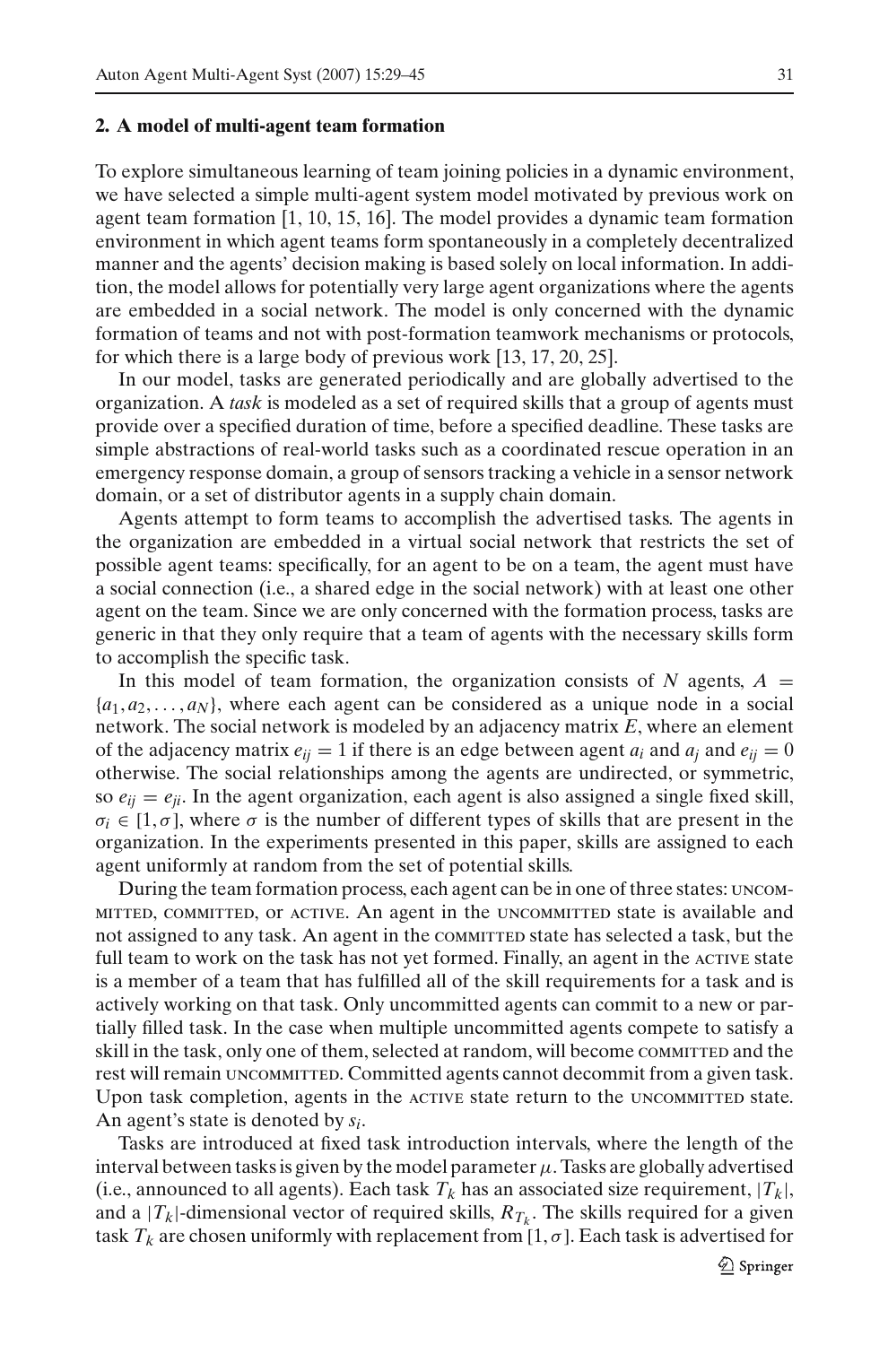## 2. A model of multi-agent team formation

To explore simultaneous learning of team joining policies in a dynamic environment, we have selected a simple multi-agent system model motivated by previous work on agent team formation [1, 10, 15, 16]. The model provides a dynamic team formation environment in which agent teams form spontaneously in a completely decentralized manner and the agents' decision making is based solely on local information. In addition, the model allows for potentially very large agent organizations where the agents are embedded in a social network. The model is only concerned with the dynamic formation of teams and not with post-formation teamwork mechanisms or protocols, for which there is a large body of previous work [13, 17, 20, 25].

In our model, tasks are generated periodically and are globally advertised to the organization. A *task* is modeled as a set of required skills that a group of agents must provide over a specified duration of time, before a specified deadline. These tasks are simple abstractions of real-world tasks such as a coordinated rescue operation in an emergency response domain, a group of sensors tracking a vehicle in a sensor network domain, or a set of distributor agents in a supply chain domain.

Agents attempt to form teams to accomplish the advertised tasks. The agents in the organization are embedded in a virtual social network that restricts the set of possible agent teams: specifically, for an agent to be on a team, the agent must have a social connection (i.e., a shared edge in the social network) with at least one other agent on the team. Since we are only concerned with the formation process, tasks are generic in that they only require that a team of agents with the necessary skills form to accomplish the specific task.

In this model of team formation, the organization consists of $N$ agents, $A = \{a_1, a_2, \ldots, a_N\}$, where each agent can be considered as a unique node in a social network. The social network is modeled by an adjacency matrix $E$, where an element of the adjacency matrix $e_{ij} = 1$ if there is an edge between agent $a_i$ and $a_j$ and $e_{ij} = 0$ otherwise. The social relationships among the agents are undirected, or symmetric, so $e_{ij} = e_{ji}$. In the agent organization, each agent is also assigned a single fixed skill, $\sigma_i \in [1, \sigma]$, where $\sigma$ is the number of different types of skills that are present in the organization. In the experiments presented in this paper, skills are assigned to each agent uniformly at random from the set of potential skills.

During the team formation process, each agent can be in one of three states: UNCOMMITTED, COMMITTED, or ACTIVE. An agent in the UNCOMMITTED state is available and not assigned to any task. An agent in the COMMITTED state has selected a task, but the full team to work on the task has not yet formed. Finally, an agent in the ACTIVE state is a member of a team that has fulfilled all of the skill requirements for a task and is actively working on that task. Only uncommitted agents can commit to a new or partially filled task. In the case when multiple uncommitted agents compete to satisfy a skill in the task, only one of them, selected at random, will become COMMITTED and the rest will remain UNCOMMITTED. Committed agents cannot decommit from a given task. Upon task completion, agents in the ACTIVE state return to the UNCOMMITTED state. An agent's state is denoted by $s_i$.

Tasks are introduced at fixed task introduction intervals, where the length of the interval between tasks is given by the model parameter $\mu$. Tasks are globally advertised (i.e., announced to all agents). Each task $T_k$ has an associated size requirement, $|T_k|$, and a $|T_k|$-dimensional vector of required skills, $R_{T_k}$. The skills required for a given task $T_k$ are chosen uniformly with replacement from $[1, \sigma]$. Each task is advertised for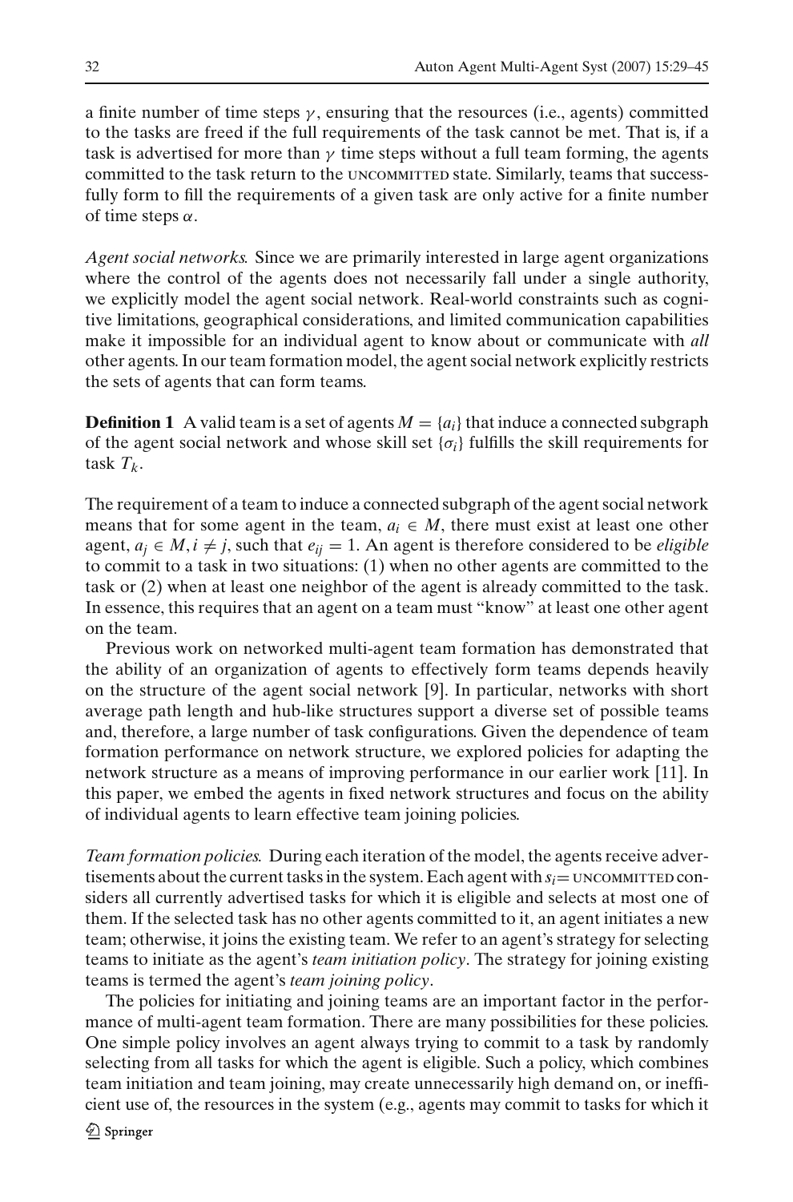a finite number of time steps $\gamma$, ensuring that the resources (i.e., agents) committed to the tasks are freed if the full requirements of the task cannot be met. That is, if a task is advertised for more than $\gamma$ time steps without a full team forming, the agents committed to the task return to the UNCOMMITTED state. Similarly, teams that successfully form to fill the requirements of a given task are only active for a finite number of time steps $\alpha$.

*Agent social networks.* Since we are primarily interested in large agent organizations where the control of the agents does not necessarily fall under a single authority, we explicitly model the agent social network. Real-world constraints such as cognitive limitations, geographical considerations, and limited communication capabilities make it impossible for an individual agent to know about or communicate with *all* other agents. In our team formation model, the agent social network explicitly restricts the sets of agents that can form teams.

**Definition 1** A valid team is a set of agents $M = \{a_i\}$ that induce a connected subgraph of the agent social network and whose skill set $\{\sigma_i\}$ fulfills the skill requirements for task $T_k$.

The requirement of a team to induce a connected subgraph of the agent social network means that for some agent in the team, $a_i \in M$, there must exist at least one other agent, $a_j \in M, i \neq j$, such that $e_{ij} = 1$. An agent is therefore considered to be *eligible* to commit to a task in two situations: (1) when no other agents are committed to the task or (2) when at least one neighbor of the agent is already committed to the task. In essence, this requires that an agent on a team must "know" at least one other agent on the team.

Previous work on networked multi-agent team formation has demonstrated that the ability of an organization of agents to effectively form teams depends heavily on the structure of the agent social network [9]. In particular, networks with short average path length and hub-like structures support a diverse set of possible teams and, therefore, a large number of task configurations. Given the dependence of team formation performance on network structure, we explored policies for adapting the network structure as a means of improving performance in our earlier work [11]. In this paper, we embed the agents in fixed network structures and focus on the ability of individual agents to learn effective team joining policies.

*Team formation policies.* During each iteration of the model, the agents receive advertisements about the current tasks in the system. Each agent with $s_i$= UNCOMMITTED considers all currently advertised tasks for which it is eligible and selects at most one of them. If the selected task has no other agents committed to it, an agent initiates a new team; otherwise, it joins the existing team. We refer to an agent's strategy for selecting teams to initiate as the agent's *team initiation policy*. The strategy for joining existing teams is termed the agent's *team joining policy*.

The policies for initiating and joining teams are an important factor in the performance of multi-agent team formation. There are many possibilities for these policies. One simple policy involves an agent always trying to commit to a task by randomly selecting from all tasks for which the agent is eligible. Such a policy, which combines team initiation and team joining, may create unnecessarily high demand on, or inefficient use of, the resources in the system (e.g., agents may commit to tasks for which it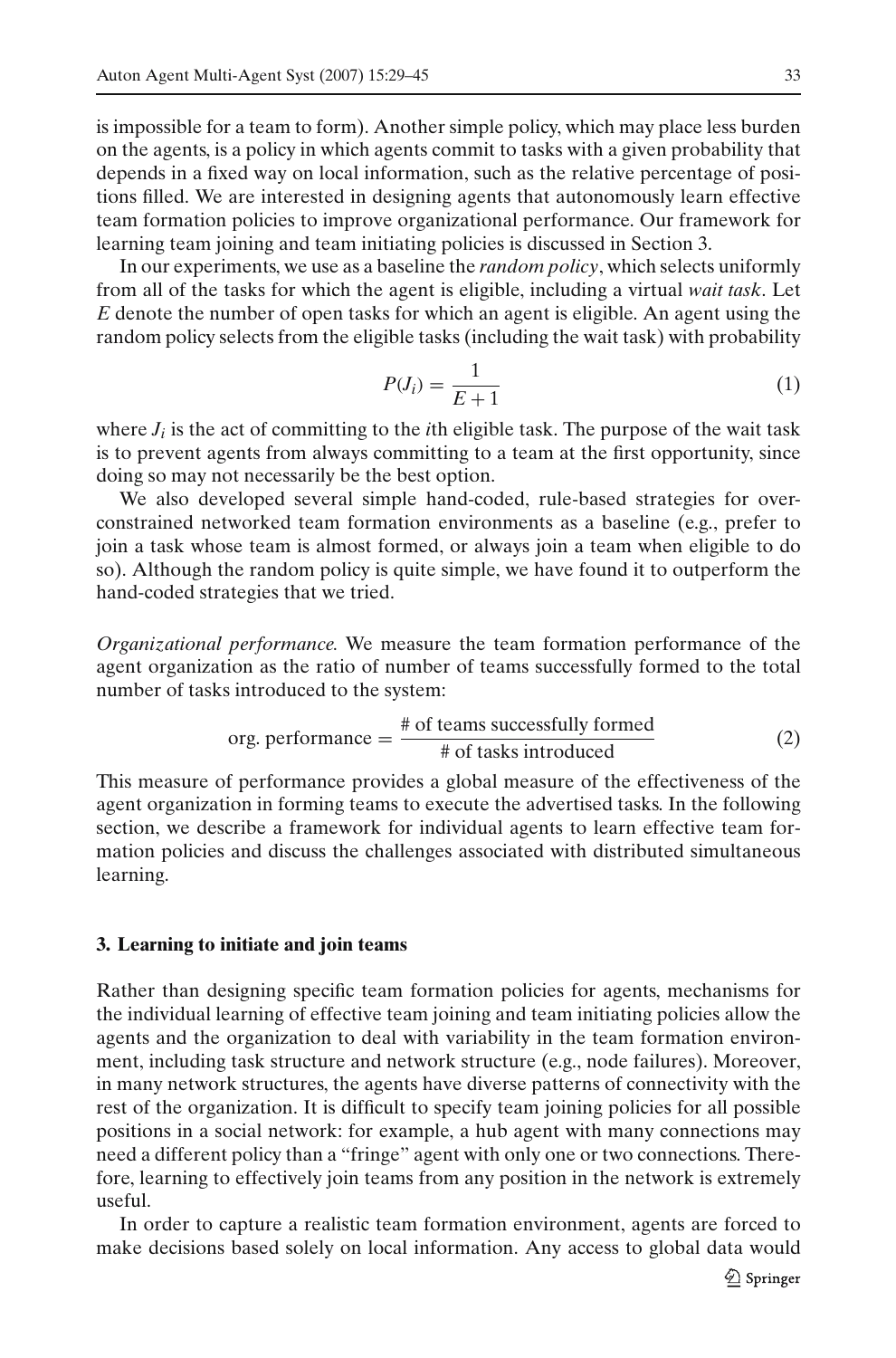is impossible for a team to form). Another simple policy, which may place less burden on the agents, is a policy in which agents commit to tasks with a given probability that depends in a fixed way on local information, such as the relative percentage of positions filled. We are interested in designing agents that autonomously learn effective team formation policies to improve organizational performance. Our framework for learning team joining and team initiating policies is discussed in Section 3.

In our experiments, we use as a baseline the *random policy*, which selects uniformly from all of the tasks for which the agent is eligible, including a virtual *wait task*. Let $E$ denote the number of open tasks for which an agent is eligible. An agent using the random policy selects from the eligible tasks (including the wait task) with probability

$$P(J_i) = \frac{1}{E+1} \tag{1}$$

where $J_i$ is the act of committing to the $i$th eligible task. The purpose of the wait task is to prevent agents from always committing to a team at the first opportunity, since doing so may not necessarily be the best option.

We also developed several simple hand-coded, rule-based strategies for over-constrained networked team formation environments as a baseline (e.g., prefer to join a task whose team is almost formed, or always join a team when eligible to do so). Although the random policy is quite simple, we have found it to outperform the hand-coded strategies that we tried.

*Organizational performance.* We measure the team formation performance of the agent organization as the ratio of number of teams successfully formed to the total number of tasks introduced to the system:

$$\text{org. performance} = \frac{\text{\# of teams successfully formed}}{\text{\# of tasks introduced}} \tag{2}$$

This measure of performance provides a global measure of the effectiveness of the agent organization in forming teams to execute the advertised tasks. In the following section, we describe a framework for individual agents to learn effective team formation policies and discuss the challenges associated with distributed simultaneous learning.

## 3. Learning to initiate and join teams

Rather than designing specific team formation policies for agents, mechanisms for the individual learning of effective team joining and team initiating policies allow the agents and the organization to deal with variability in the team formation environment, including task structure and network structure (e.g., node failures). Moreover, in many network structures, the agents have diverse patterns of connectivity with the rest of the organization. It is difficult to specify team joining policies for all possible positions in a social network: for example, a hub agent with many connections may need a different policy than a "fringe" agent with only one or two connections. Therefore, learning to effectively join teams from any position in the network is extremely useful.

In order to capture a realistic team formation environment, agents are forced to make decisions based solely on local information. Any access to global data would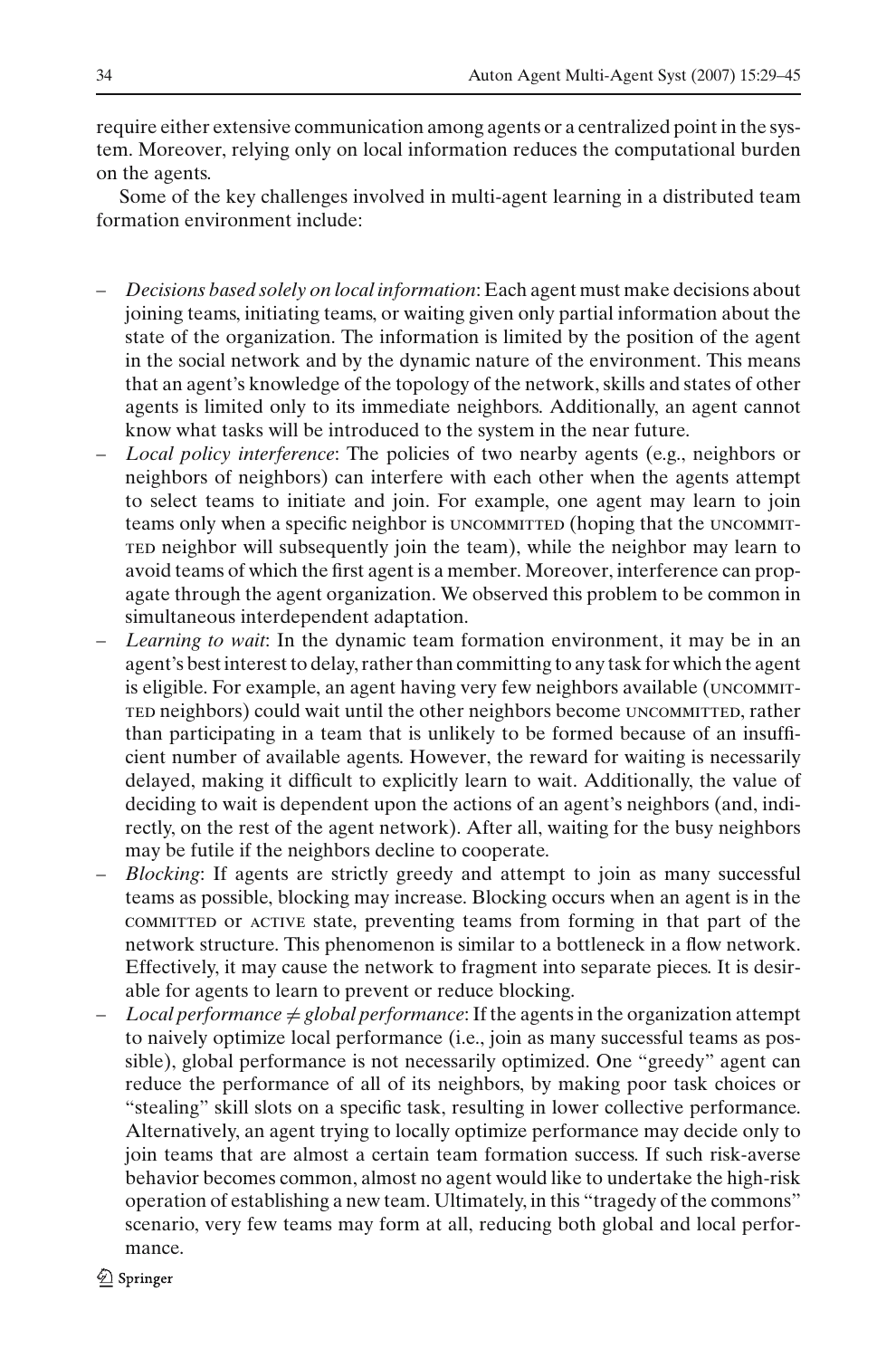require either extensive communication among agents or a centralized point in the system. Moreover, relying only on local information reduces the computational burden on the agents.

Some of the key challenges involved in multi-agent learning in a distributed team formation environment include:

- *Decisions based solely on local information*: Each agent must make decisions about joining teams, initiating teams, or waiting given only partial information about the state of the organization. The information is limited by the position of the agent in the social network and by the dynamic nature of the environment. This means that an agent's knowledge of the topology of the network, skills and states of other agents is limited only to its immediate neighbors. Additionally, an agent cannot know what tasks will be introduced to the system in the near future.
- *Local policy interference*: The policies of two nearby agents (e.g., neighbors or neighbors of neighbors) can interfere with each other when the agents attempt to select teams to initiate and join. For example, one agent may learn to join teams only when a specific neighbor is UNCOMMITTED (hoping that the UNCOMMITTED neighbor will subsequently join the team), while the neighbor may learn to avoid teams of which the first agent is a member. Moreover, interference can propagate through the agent organization. We observed this problem to be common in simultaneous interdependent adaptation.
- *Learning to wait*: In the dynamic team formation environment, it may be in an agent's best interest to delay, rather than committing to any task for which the agent is eligible. For example, an agent having very few neighbors available (UNCOMMITTED neighbors) could wait until the other neighbors become UNCOMMITTED, rather than participating in a team that is unlikely to be formed because of an insufficient number of available agents. However, the reward for waiting is necessarily delayed, making it difficult to explicitly learn to wait. Additionally, the value of deciding to wait is dependent upon the actions of an agent's neighbors (and, indirectly, on the rest of the agent network). After all, waiting for the busy neighbors may be futile if the neighbors decline to cooperate.
- *Blocking*: If agents are strictly greedy and attempt to join as many successful teams as possible, blocking may increase. Blocking occurs when an agent is in the COMMITTED or ACTIVE state, preventing teams from forming in that part of the network structure. This phenomenon is similar to a bottleneck in a flow network. Effectively, it may cause the network to fragment into separate pieces. It is desirable for agents to learn to prevent or reduce blocking.
- *Local performance $\neq$ global performance*: If the agents in the organization attempt to naively optimize local performance (i.e., join as many successful teams as possible), global performance is not necessarily optimized. One "greedy" agent can reduce the performance of all of its neighbors, by making poor task choices or "stealing" skill slots on a specific task, resulting in lower collective performance. Alternatively, an agent trying to locally optimize performance may decide only to join teams that are almost a certain team formation success. If such risk-averse behavior becomes common, almost no agent would like to undertake the high-risk operation of establishing a new team. Ultimately, in this "tragedy of the commons" scenario, very few teams may form at all, reducing both global and local performance.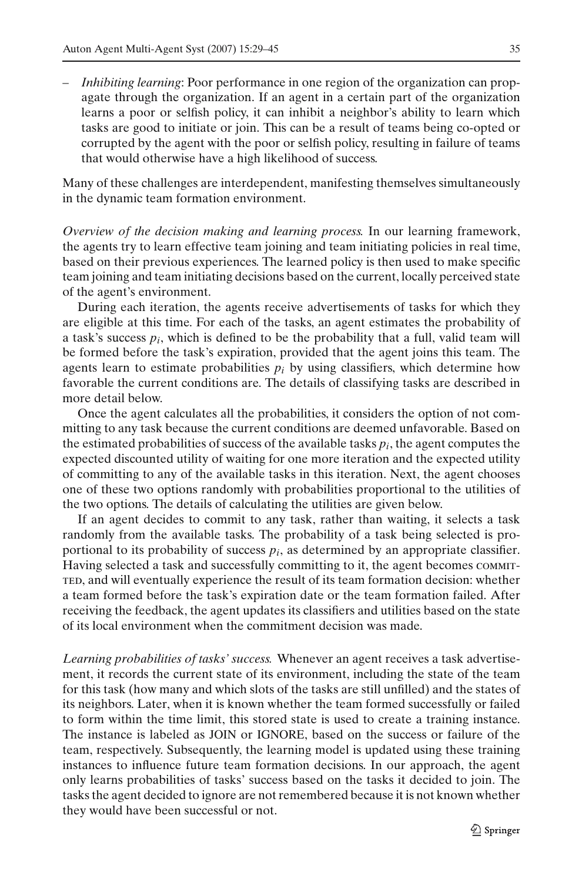– *Inhibiting learning*: Poor performance in one region of the organization can propagate through the organization. If an agent in a certain part of the organization learns a poor or selfish policy, it can inhibit a neighbor's ability to learn which tasks are good to initiate or join. This can be a result of teams being co-opted or corrupted by the agent with the poor or selfish policy, resulting in failure of teams that would otherwise have a high likelihood of success.

Many of these challenges are interdependent, manifesting themselves simultaneously in the dynamic team formation environment.

*Overview of the decision making and learning process.* In our learning framework, the agents try to learn effective team joining and team initiating policies in real time, based on their previous experiences. The learned policy is then used to make specific team joining and team initiating decisions based on the current, locally perceived state of the agent's environment.

During each iteration, the agents receive advertisements of tasks for which they are eligible at this time. For each of the tasks, an agent estimates the probability of a task's success $p_i$, which is defined to be the probability that a full, valid team will be formed before the task's expiration, provided that the agent joins this team. The agents learn to estimate probabilities $p_i$ by using classifiers, which determine how favorable the current conditions are. The details of classifying tasks are described in more detail below.

Once the agent calculates all the probabilities, it considers the option of not committing to any task because the current conditions are deemed unfavorable. Based on the estimated probabilities of success of the available tasks $p_i$, the agent computes the expected discounted utility of waiting for one more iteration and the expected utility of committing to any of the available tasks in this iteration. Next, the agent chooses one of these two options randomly with probabilities proportional to the utilities of the two options. The details of calculating the utilities are given below.

If an agent decides to commit to any task, rather than waiting, it selects a task randomly from the available tasks. The probability of a task being selected is proportional to its probability of success $p_i$, as determined by an appropriate classifier. Having selected a task and successfully committing to it, the agent becomes COMMITTED, and will eventually experience the result of its team formation decision: whether a team formed before the task's expiration date or the team formation failed. After receiving the feedback, the agent updates its classifiers and utilities based on the state of its local environment when the commitment decision was made.

*Learning probabilities of tasks' success.* Whenever an agent receives a task advertisement, it records the current state of its environment, including the state of the team for this task (how many and which slots of the tasks are still unfilled) and the states of its neighbors. Later, when it is known whether the team formed successfully or failed to form within the time limit, this stored state is used to create a training instance. The instance is labeled as JOIN or IGNORE, based on the success or failure of the team, respectively. Subsequently, the learning model is updated using these training instances to influence future team formation decisions. In our approach, the agent only learns probabilities of tasks' success based on the tasks it decided to join. The tasks the agent decided to ignore are not remembered because it is not known whether they would have been successful or not.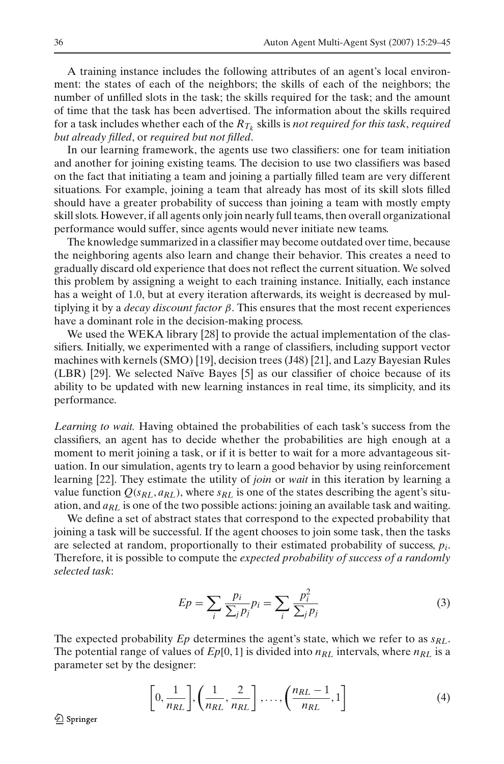A training instance includes the following attributes of an agent's local environment: the states of each of the neighbors; the skills of each of the neighbors; the number of unfilled slots in the task; the skills required for the task; and the amount of time that the task has been advertised. The information about the skills required for a task includes whether each of the $R_{T_k}$ skills is *not required for this task*, *required but already filled*, or *required but not filled*.

In our learning framework, the agents use two classifiers: one for team initiation and another for joining existing teams. The decision to use two classifiers was based on the fact that initiating a team and joining a partially filled team are very different situations. For example, joining a team that already has most of its skill slots filled should have a greater probability of success than joining a team with mostly empty skill slots. However, if all agents only join nearly full teams, then overall organizational performance would suffer, since agents would never initiate new teams.

The knowledge summarized in a classifier may become outdated over time, because the neighboring agents also learn and change their behavior. This creates a need to gradually discard old experience that does not reflect the current situation. We solved this problem by assigning a weight to each training instance. Initially, each instance has a weight of 1.0, but at every iteration afterwards, its weight is decreased by multiplying it by a *decay discount factor* $\beta$. This ensures that the most recent experiences have a dominant role in the decision-making process.

We used the WEKA library [28] to provide the actual implementation of the classifiers. Initially, we experimented with a range of classifiers, including support vector machines with kernels (SMO) [19], decision trees (J48) [21], and Lazy Bayesian Rules (LBR) [29]. We selected Naïve Bayes [5] as our classifier of choice because of its ability to be updated with new learning instances in real time, its simplicity, and its performance.

*Learning to wait.* Having obtained the probabilities of each task's success from the classifiers, an agent has to decide whether the probabilities are high enough at a moment to merit joining a task, or if it is better to wait for a more advantageous situation. In our simulation, agents try to learn a good behavior by using reinforcement learning [22]. They estimate the utility of *join* or *wait* in this iteration by learning a value function $Q(s_{RL}, a_{RL})$, where $s_{RL}$ is one of the states describing the agent's situation, and $a_{RL}$ is one of the two possible actions: joining an available task and waiting.

We define a set of abstract states that correspond to the expected probability that joining a task will be successful. If the agent chooses to join some task, then the tasks are selected at random, proportionally to their estimated probability of success, $p_i$. Therefore, it is possible to compute the *expected probability of success of a randomly selected task*:

$$Ep = \sum_i \frac{p_i}{\sum_j p_j} p_i = \sum_i \frac{p_i^2}{\sum_j p_j} \tag{3}$$

The expected probability $Ep$ determines the agent's state, which we refer to as $s_{RL}$. The potential range of values of $Ep[0, 1]$ is divided into $n_{RL}$ intervals, where $n_{RL}$ is a parameter set by the designer:

$$\left[0, \frac{1}{n_{RL}}\right], \left(\frac{1}{n_{RL}}, \frac{2}{n_{RL}}\right], \ldots, \left(\frac{n_{RL}-1}{n_{RL}}, 1\right] \tag{4}$$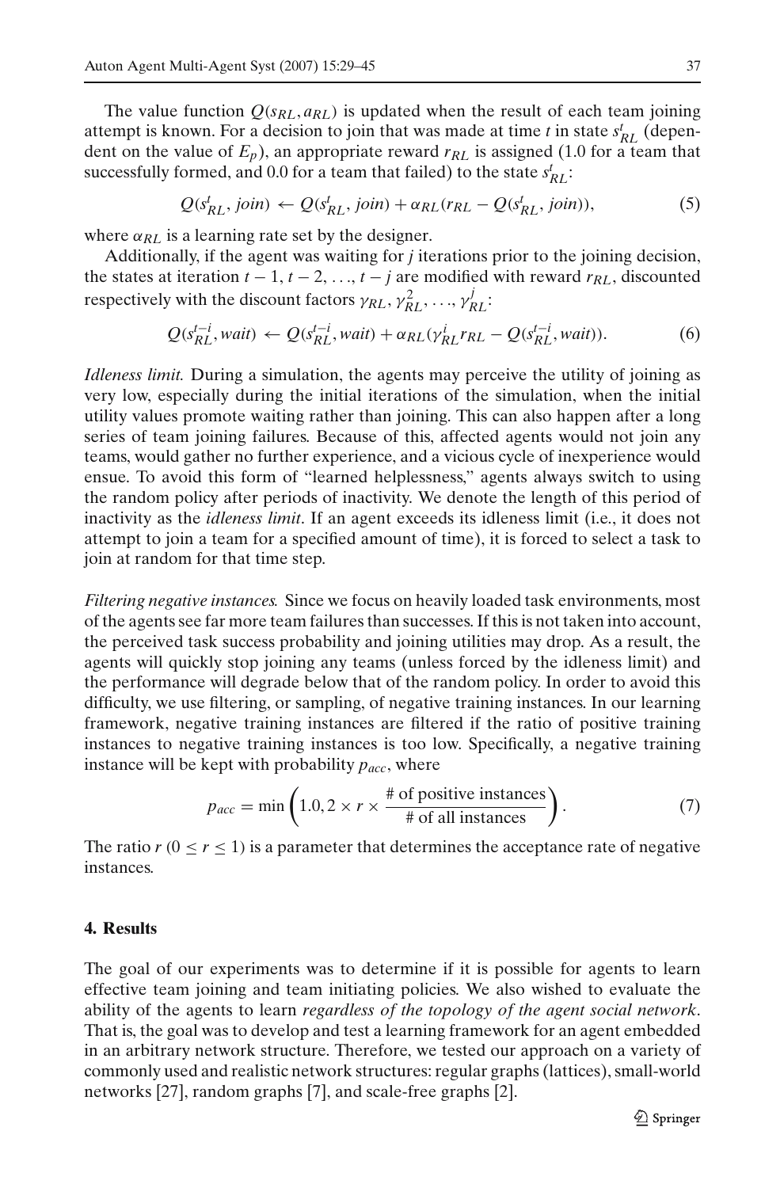The value function $Q(s_{RL}, a_{RL})$ is updated when the result of each team joining attempt is known. For a decision to join that was made at time $t$ in state $s^t_{RL}$ (dependent on the value of $E_p$), an appropriate reward $r_{RL}$ is assigned (1.0 for a team that successfully formed, and 0.0 for a team that failed) to the state $s^t_{RL}$:

$$Q(s^t_{RL}, join) \leftarrow Q(s^t_{RL}, join) + \alpha_{RL}(r_{RL} - Q(s^t_{RL}, join)), \tag{5}$$

where $\alpha_{RL}$ is a learning rate set by the designer.

Additionally, if the agent was waiting for $j$ iterations prior to the joining decision, the states at iteration $t-1, t-2, \ldots, t-j$ are modified with reward $r_{RL}$, discounted respectively with the discount factors $\gamma_{RL}, \gamma^2_{RL}, \ldots, \gamma^j_{RL}$:

$$Q(s^{t-i}_{RL}, wait) \leftarrow Q(s^{t-i}_{RL}, wait) + \alpha_{RL}(\gamma^i_{RL} r_{RL} - Q(s^{t-i}_{RL}, wait)). \tag{6}$$

*Idleness limit.* During a simulation, the agents may perceive the utility of joining as very low, especially during the initial iterations of the simulation, when the initial utility values promote waiting rather than joining. This can also happen after a long series of team joining failures. Because of this, affected agents would not join any teams, would gather no further experience, and a vicious cycle of inexperience would ensue. To avoid this form of "learned helplessness," agents always switch to using the random policy after periods of inactivity. We denote the length of this period of inactivity as the *idleness limit*. If an agent exceeds its idleness limit (i.e., it does not attempt to join a team for a specified amount of time), it is forced to select a task to join at random for that time step.

*Filtering negative instances.* Since we focus on heavily loaded task environments, most of the agents see far more team failures than successes. If this is not taken into account, the perceived task success probability and joining utilities may drop. As a result, the agents will quickly stop joining any teams (unless forced by the idleness limit) and the performance will degrade below that of the random policy. In order to avoid this difficulty, we use filtering, or sampling, of negative training instances. In our learning framework, negative training instances are filtered if the ratio of positive training instances to negative training instances is too low. Specifically, a negative training instance will be kept with probability $p_{acc}$, where

$$p_{acc} = \min\left(1.0, 2 \times r \times \frac{\text{\# of positive instances}}{\text{\# of all instances}}\right). \tag{7}$$

The ratio $r$ $(0 \leq r \leq 1)$ is a parameter that determines the acceptance rate of negative instances.

## 4. Results

The goal of our experiments was to determine if it is possible for agents to learn effective team joining and team initiating policies. We also wished to evaluate the ability of the agents to learn *regardless of the topology of the agent social network*. That is, the goal was to develop and test a learning framework for an agent embedded in an arbitrary network structure. Therefore, we tested our approach on a variety of commonly used and realistic network structures: regular graphs (lattices), small-world networks [27], random graphs [7], and scale-free graphs [2].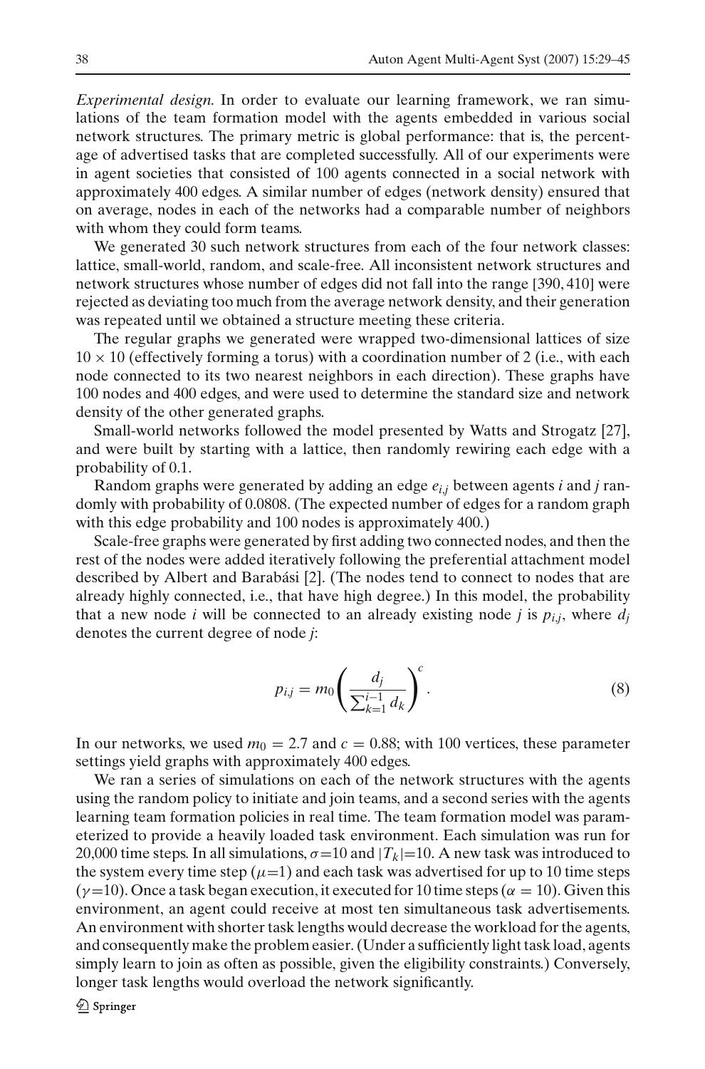*Experimental design.* In order to evaluate our learning framework, we ran simulations of the team formation model with the agents embedded in various social network structures. The primary metric is global performance: that is, the percentage of advertised tasks that are completed successfully. All of our experiments were in agent societies that consisted of 100 agents connected in a social network with approximately 400 edges. A similar number of edges (network density) ensured that on average, nodes in each of the networks had a comparable number of neighbors with whom they could form teams.

We generated 30 such network structures from each of the four network classes: lattice, small-world, random, and scale-free. All inconsistent network structures and network structures whose number of edges did not fall into the range [390, 410] were rejected as deviating too much from the average network density, and their generation was repeated until we obtained a structure meeting these criteria.

The regular graphs we generated were wrapped two-dimensional lattices of size $10 \times 10$ (effectively forming a torus) with a coordination number of 2 (i.e., with each node connected to its two nearest neighbors in each direction). These graphs have 100 nodes and 400 edges, and were used to determine the standard size and network density of the other generated graphs.

Small-world networks followed the model presented by Watts and Strogatz [27], and were built by starting with a lattice, then randomly rewiring each edge with a probability of 0.1.

Random graphs were generated by adding an edge $e_{i,j}$ between agents $i$ and $j$ randomly with probability of 0.0808. (The expected number of edges for a random graph with this edge probability and 100 nodes is approximately 400.)

Scale-free graphs were generated by first adding two connected nodes, and then the rest of the nodes were added iteratively following the preferential attachment model described by Albert and Barabási [2]. (The nodes tend to connect to nodes that are already highly connected, i.e., that have high degree.) In this model, the probability that a new node $i$ will be connected to an already existing node $j$ is $p_{i,j}$, where $d_j$ denotes the current degree of node $j$:

$$p_{i,j} = m_0 \left( \frac{d_j}{\sum_{k=1}^{i-1} d_k} \right)^c. \tag{8}$$

In our networks, we used $m_0 = 2.7$ and $c = 0.88$; with 100 vertices, these parameter settings yield graphs with approximately 400 edges.

We ran a series of simulations on each of the network structures with the agents using the random policy to initiate and join teams, and a second series with the agents learning team formation policies in real time. The team formation model was parameterized to provide a heavily loaded task environment. Each simulation was run for 20,000 time steps. In all simulations, $\sigma$=10 and $|T_k|$=10. A new task was introduced to the system every time step ($\mu$=1) and each task was advertised for up to 10 time steps ($\gamma$=10). Once a task began execution, it executed for 10 time steps ($\alpha = 10$). Given this environment, an agent could receive at most ten simultaneous task advertisements. An environment with shorter task lengths would decrease the workload for the agents, and consequently make the problem easier. (Under a sufficiently light task load, agents simply learn to join as often as possible, given the eligibility constraints.) Conversely, longer task lengths would overload the network significantly.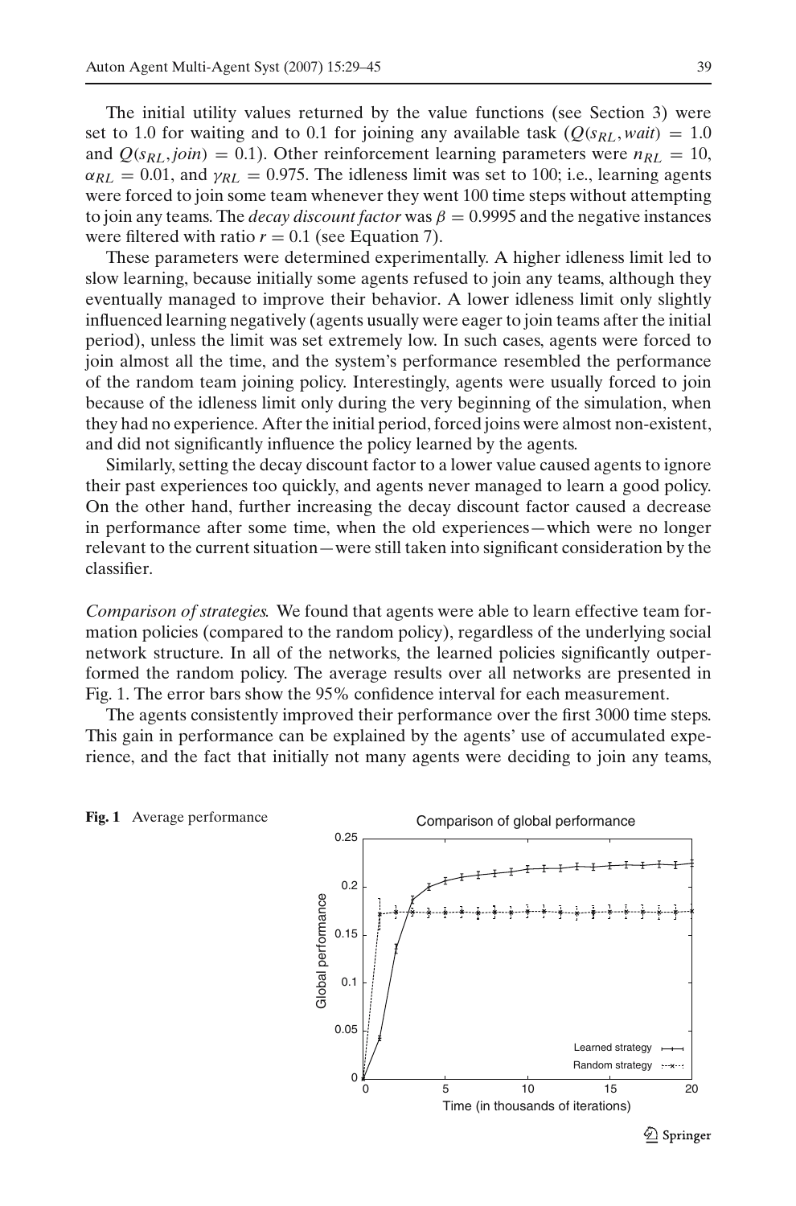The initial utility values returned by the value functions (see Section 3) were set to 1.0 for waiting and to 0.1 for joining any available task ($Q(s_{RL}, wait) = 1.0$ and $Q(s_{RL}, join) = 0.1$). Other reinforcement learning parameters were $n_{RL} = 10$, $\alpha_{RL} = 0.01$, and $\gamma_{RL} = 0.975$. The idleness limit was set to 100; i.e., learning agents were forced to join some team whenever they went 100 time steps without attempting to join any teams. The *decay discount factor* was $\beta = 0.9995$ and the negative instances were filtered with ratio $r = 0.1$ (see Equation 7).

These parameters were determined experimentally. A higher idleness limit led to slow learning, because initially some agents refused to join any teams, although they eventually managed to improve their behavior. A lower idleness limit only slightly influenced learning negatively (agents usually were eager to join teams after the initial period), unless the limit was set extremely low. In such cases, agents were forced to join almost all the time, and the system's performance resembled the performance of the random team joining policy. Interestingly, agents were usually forced to join because of the idleness limit only during the very beginning of the simulation, when they had no experience. After the initial period, forced joins were almost non-existent, and did not significantly influence the policy learned by the agents.

Similarly, setting the decay discount factor to a lower value caused agents to ignore their past experiences too quickly, and agents never managed to learn a good policy. On the other hand, further increasing the decay discount factor caused a decrease in performance after some time, when the old experiences—which were no longer relevant to the current situation—were still taken into significant consideration by the classifier.

*Comparison of strategies.* We found that agents were able to learn effective team formation policies (compared to the random policy), regardless of the underlying social network structure. In all of the networks, the learned policies significantly outperformed the random policy. The average results over all networks are presented in Fig. 1. The error bars show the 95% confidence interval for each measurement.

The agents consistently improved their performance over the first 3000 time steps. This gain in performance can be explained by the agents' use of accumulated experience, and the fact that initially not many agents were deciding to join any teams,

Comparison of global performance

Global performance

0.25
0.2
0.15
0.1
0.05
0

0 5 10 15 20

Time (in thousands of iterations)

Learned strategy
Random strategy

**Fig. 1** Average performance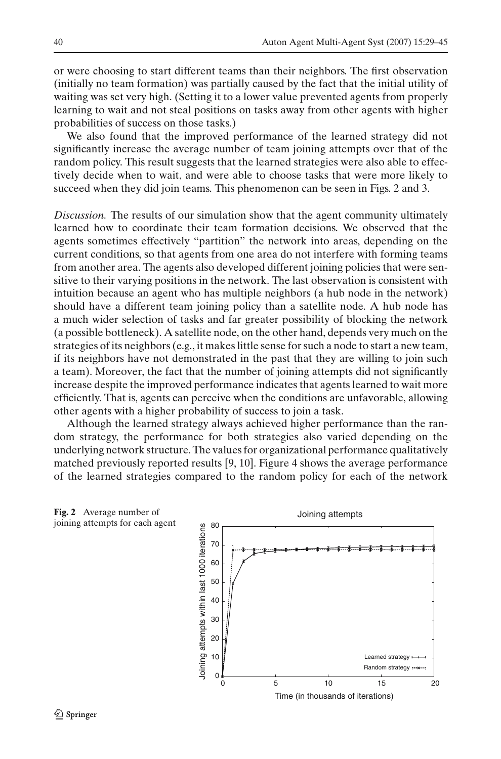or were choosing to start different teams than their neighbors. The first observation (initially no team formation) was partially caused by the fact that the initial utility of waiting was set very high. (Setting it to a lower value prevented agents from properly learning to wait and not steal positions on tasks away from other agents with higher probabilities of success on those tasks.)

We also found that the improved performance of the learned strategy did not significantly increase the average number of team joining attempts over that of the random policy. This result suggests that the learned strategies were also able to effectively decide when to wait, and were able to choose tasks that were more likely to succeed when they did join teams. This phenomenon can be seen in Figs. 2 and 3.

*Discussion.* The results of our simulation show that the agent community ultimately learned how to coordinate their team formation decisions. We observed that the agents sometimes effectively "partition" the network into areas, depending on the current conditions, so that agents from one area do not interfere with forming teams from another area. The agents also developed different joining policies that were sensitive to their varying positions in the network. The last observation is consistent with intuition because an agent who has multiple neighbors (a hub node in the network) should have a different team joining policy than a satellite node. A hub node has a much wider selection of tasks and far greater possibility of blocking the network (a possible bottleneck). A satellite node, on the other hand, depends very much on the strategies of its neighbors (e.g., it makes little sense for such a node to start a new team, if its neighbors have not demonstrated in the past that they are willing to join such a team). Moreover, the fact that the number of joining attempts did not significantly increase despite the improved performance indicates that agents learned to wait more efficiently. That is, agents can perceive when the conditions are unfavorable, allowing other agents with a higher probability of success to join a task.

Although the learned strategy always achieved higher performance than the random strategy, the performance for both strategies also varied depending on the underlying network structure. The values for organizational performance qualitatively matched previously reported results [9, 10]. Figure 4 shows the average performance of the learned strategies compared to the random policy for each of the network

Joining attempts

Joining attempts within last 1000 iterations

0
10
20
30
40
50
60
70
80

0
5
10
15
20

Time (in thousands of iterations)

Learned strategy
Random strategy

**Fig. 2** Average number of joining attempts for each agent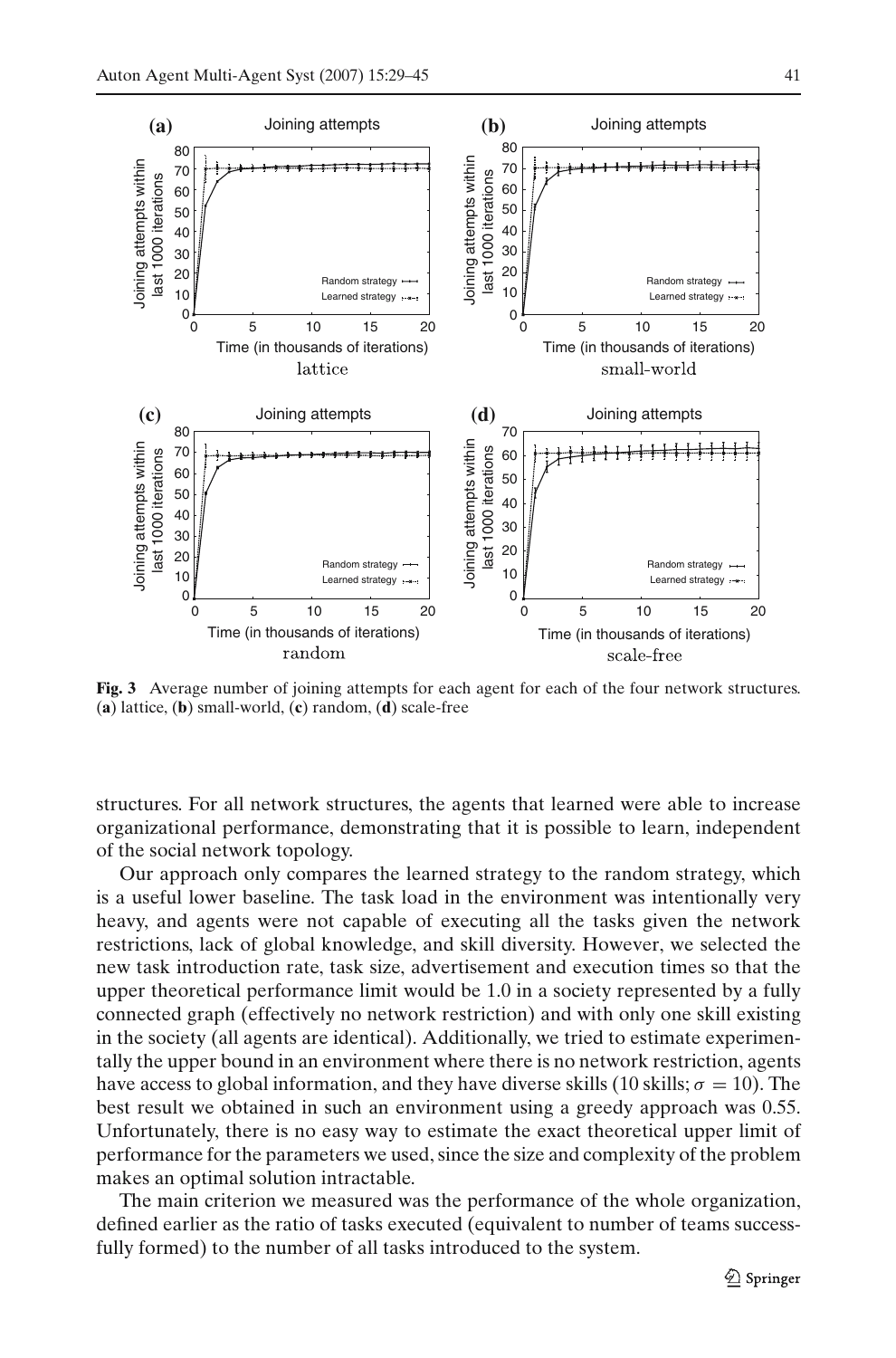(a) Joining attempts

Joining attempts within last 1000 iterations

80
70
60
50
40
30
20
10
0

0 5 10 15 20

Time (in thousands of iterations)

Random strategy
Learned strategy

lattice

(b) Joining attempts

Joining attempts within last 1000 iterations

80
70
60
50
40
30
20
10
0

0 5 10 15 20

Time (in thousands of iterations)

Random strategy
Learned strategy

small-world

(c) Joining attempts

Joining attempts within last 1000 iterations

80
70
60
50
40
30
20
10
0

0 5 10 15 20

Time (in thousands of iterations)

Random strategy
Learned strategy

random

(d) Joining attempts

Joining attempts within last 1000 iterations

70
60
50
40
30
20
10
0

0 5 10 15 20

Time (in thousands of iterations)

Random strategy
Learned strategy

scale-free

**Fig. 3** Average number of joining attempts for each agent for each of the four network structures. (**a**) lattice, (**b**) small-world, (**c**) random, (**d**) scale-free

structures. For all network structures, the agents that learned were able to increase organizational performance, demonstrating that it is possible to learn, independent of the social network topology.

Our approach only compares the learned strategy to the random strategy, which is a useful lower baseline. The task load in the environment was intentionally very heavy, and agents were not capable of executing all the tasks given the network restrictions, lack of global knowledge, and skill diversity. However, we selected the new task introduction rate, task size, advertisement and execution times so that the upper theoretical performance limit would be 1.0 in a society represented by a fully connected graph (effectively no network restriction) and with only one skill existing in the society (all agents are identical). Additionally, we tried to estimate experimentally the upper bound in an environment where there is no network restriction, agents have access to global information, and they have diverse skills (10 skills; $\sigma = 10$). The best result we obtained in such an environment using a greedy approach was 0.55. Unfortunately, there is no easy way to estimate the exact theoretical upper limit of performance for the parameters we used, since the size and complexity of the problem makes an optimal solution intractable.

The main criterion we measured was the performance of the whole organization, defined earlier as the ratio of tasks executed (equivalent to number of teams successfully formed) to the number of all tasks introduced to the system.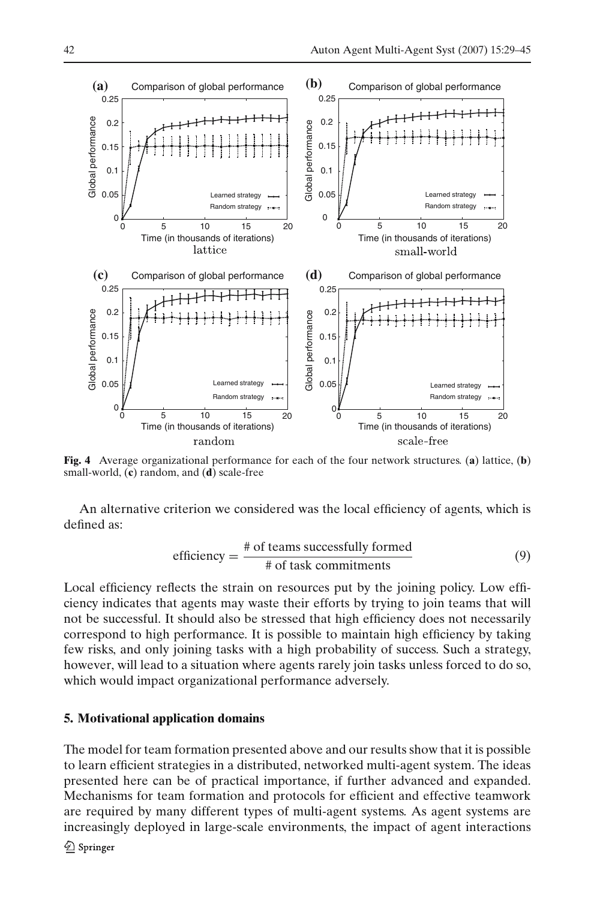**(a)** Comparison of global performance

Global performance

0.25
0.2
0.15
0.1
0.05
0

0 5 10 15 20

Time (in thousands of iterations)

Learned strategy
Random strategy

lattice

**(b)** Comparison of global performance

Global performance

0.25
0.2
0.15
0.1
0.05
0

0 5 10 15 20

Time (in thousands of iterations)

Learned strategy
Random strategy

small-world

**(c)** Comparison of global performance

Global performance

0.25
0.2
0.15
0.1
0.05
0

0 5 10 15 20

Time (in thousands of iterations)

Learned strategy
Random strategy

random

**(d)** Comparison of global performance

Global performance

0.25
0.2
0.15
0.1
0.05
0

0 5 10 15 20

Time (in thousands of iterations)

Learned strategy
Random strategy

scale-free

**Fig. 4** Average organizational performance for each of the four network structures. (**a**) lattice, (**b**) small-world, (**c**) random, and (**d**) scale-free

An alternative criterion we considered was the local efficiency of agents, which is defined as:

$$\text{efficiency} = \frac{\text{\# of teams successfully formed}}{\text{\# of task commitments}} \tag{9}$$

Local efficiency reflects the strain on resources put by the joining policy. Low efficiency indicates that agents may waste their efforts by trying to join teams that will not be successful. It should also be stressed that high efficiency does not necessarily correspond to high performance. It is possible to maintain high efficiency by taking few risks, and only joining tasks with a high probability of success. Such a strategy, however, will lead to a situation where agents rarely join tasks unless forced to do so, which would impact organizational performance adversely.

## 5. Motivational application domains

The model for team formation presented above and our results show that it is possible to learn efficient strategies in a distributed, networked multi-agent system. The ideas presented here can be of practical importance, if further advanced and expanded. Mechanisms for team formation and protocols for efficient and effective teamwork are required by many different types of multi-agent systems. As agent systems are increasingly deployed in large-scale environments, the impact of agent interactions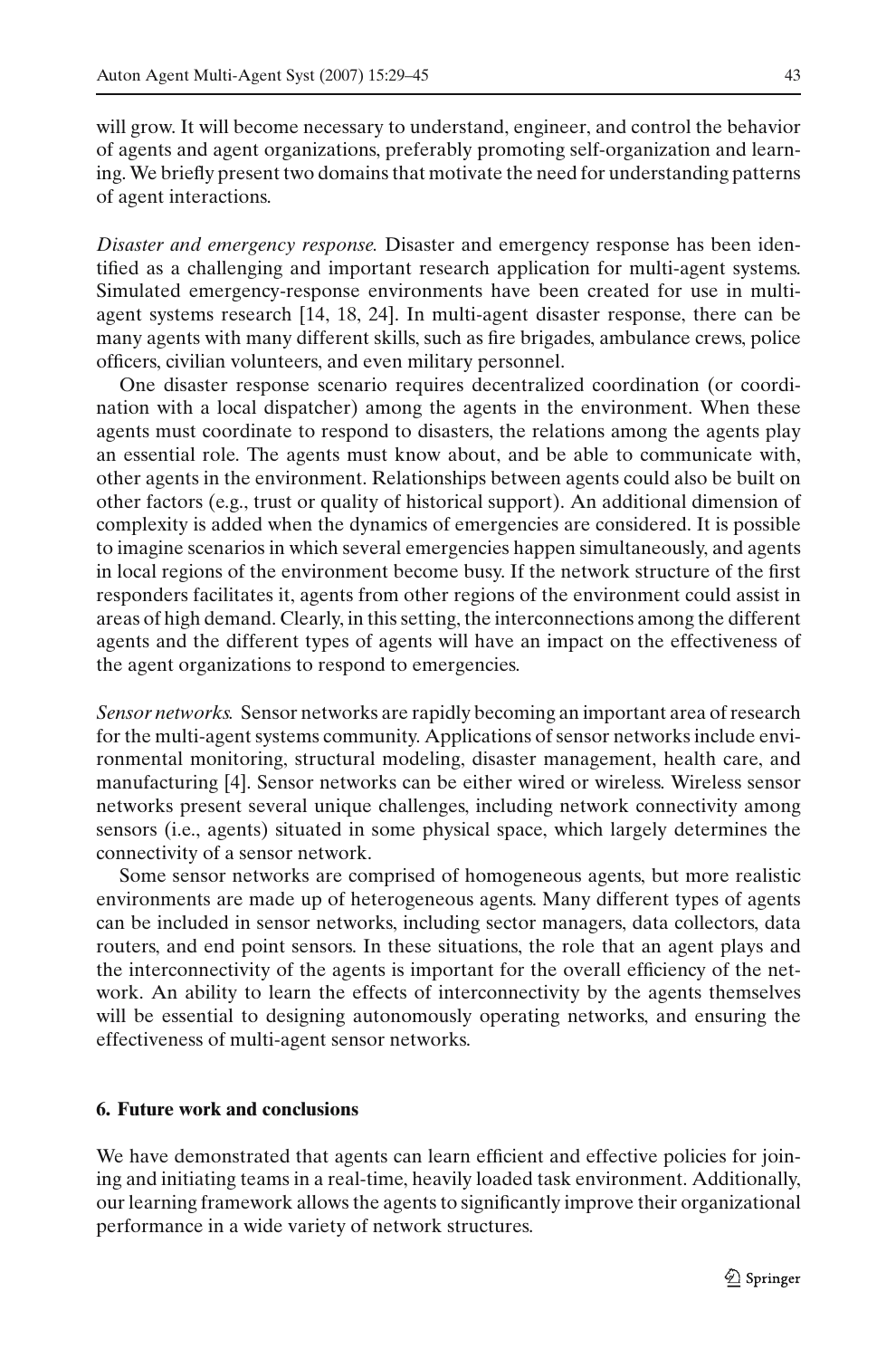will grow. It will become necessary to understand, engineer, and control the behavior of agents and agent organizations, preferably promoting self-organization and learning. We briefly present two domains that motivate the need for understanding patterns of agent interactions.

*Disaster and emergency response.* Disaster and emergency response has been identified as a challenging and important research application for multi-agent systems. Simulated emergency-response environments have been created for use in multi-agent systems research [14, 18, 24]. In multi-agent disaster response, there can be many agents with many different skills, such as fire brigades, ambulance crews, police officers, civilian volunteers, and even military personnel.

One disaster response scenario requires decentralized coordination (or coordination with a local dispatcher) among the agents in the environment. When these agents must coordinate to respond to disasters, the relations among the agents play an essential role. The agents must know about, and be able to communicate with, other agents in the environment. Relationships between agents could also be built on other factors (e.g., trust or quality of historical support). An additional dimension of complexity is added when the dynamics of emergencies are considered. It is possible to imagine scenarios in which several emergencies happen simultaneously, and agents in local regions of the environment become busy. If the network structure of the first responders facilitates it, agents from other regions of the environment could assist in areas of high demand. Clearly, in this setting, the interconnections among the different agents and the different types of agents will have an impact on the effectiveness of the agent organizations to respond to emergencies.

*Sensor networks.* Sensor networks are rapidly becoming an important area of research for the multi-agent systems community. Applications of sensor networks include environmental monitoring, structural modeling, disaster management, health care, and manufacturing [4]. Sensor networks can be either wired or wireless. Wireless sensor networks present several unique challenges, including network connectivity among sensors (i.e., agents) situated in some physical space, which largely determines the connectivity of a sensor network.

Some sensor networks are comprised of homogeneous agents, but more realistic environments are made up of heterogeneous agents. Many different types of agents can be included in sensor networks, including sector managers, data collectors, data routers, and end point sensors. In these situations, the role that an agent plays and the interconnectivity of the agents is important for the overall efficiency of the network. An ability to learn the effects of interconnectivity by the agents themselves will be essential to designing autonomously operating networks, and ensuring the effectiveness of multi-agent sensor networks.

## 6. Future work and conclusions

We have demonstrated that agents can learn efficient and effective policies for joining and initiating teams in a real-time, heavily loaded task environment. Additionally, our learning framework allows the agents to significantly improve their organizational performance in a wide variety of network structures.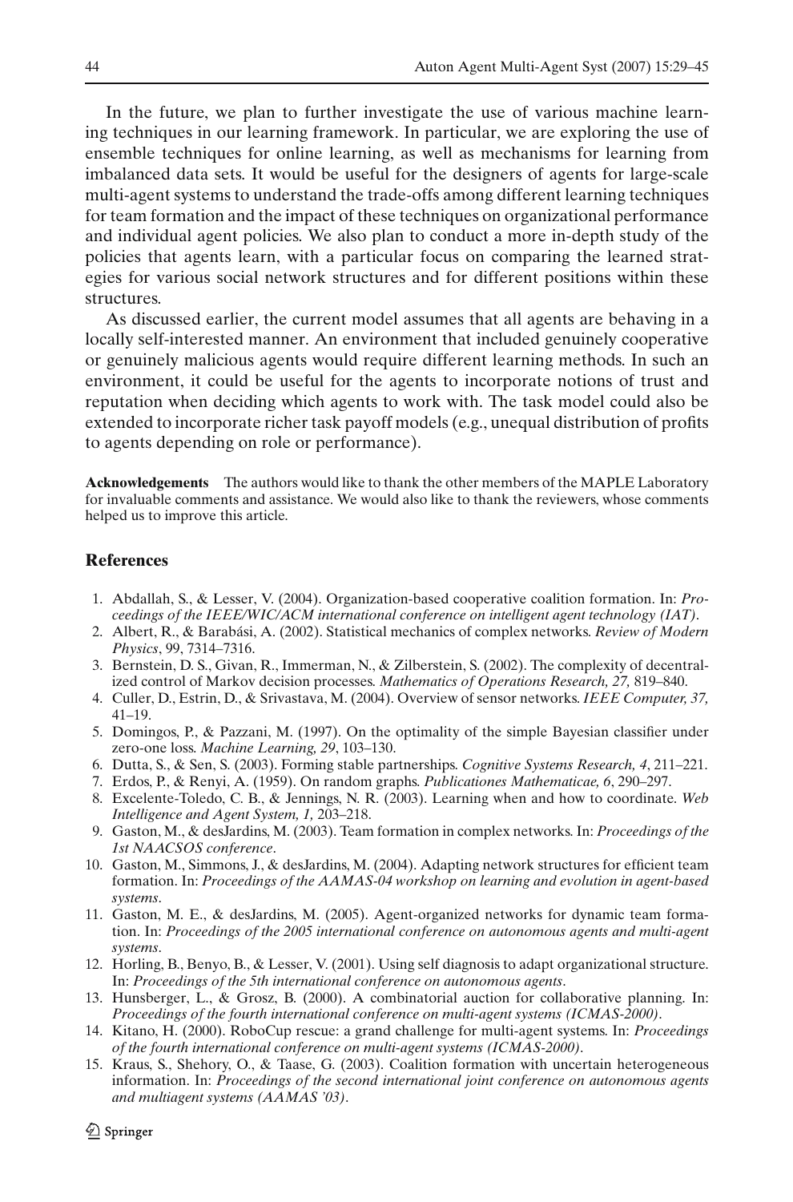In the future, we plan to further investigate the use of various machine learning techniques in our learning framework. In particular, we are exploring the use of ensemble techniques for online learning, as well as mechanisms for learning from imbalanced data sets. It would be useful for the designers of agents for large-scale multi-agent systems to understand the trade-offs among different learning techniques for team formation and the impact of these techniques on organizational performance and individual agent policies. We also plan to conduct a more in-depth study of the policies that agents learn, with a particular focus on comparing the learned strategies for various social network structures and for different positions within these structures.

As discussed earlier, the current model assumes that all agents are behaving in a locally self-interested manner. An environment that included genuinely cooperative or genuinely malicious agents would require different learning methods. In such an environment, it could be useful for the agents to incorporate notions of trust and reputation when deciding which agents to work with. The task model could also be extended to incorporate richer task payoff models (e.g., unequal distribution of profits to agents depending on role or performance).

**Acknowledgements** The authors would like to thank the other members of the MAPLE Laboratory for invaluable comments and assistance. We would also like to thank the reviewers, whose comments helped us to improve this article.

## References

1. Abdallah, S., & Lesser, V. (2004). Organization-based cooperative coalition formation. In: *Proceedings of the IEEE/WIC/ACM international conference on intelligent agent technology (IAT)*.
2. Albert, R., & Barabási, A. (2002). Statistical mechanics of complex networks. *Review of Modern Physics*, 99, 7314–7316.
3. Bernstein, D. S., Givan, R., Immerman, N., & Zilberstein, S. (2002). The complexity of decentralized control of Markov decision processes. *Mathematics of Operations Research, 27,* 819–840.
4. Culler, D., Estrin, D., & Srivastava, M. (2004). Overview of sensor networks. *IEEE Computer, 37,* 41–19.
5. Domingos, P., & Pazzani, M. (1997). On the optimality of the simple Bayesian classifier under zero-one loss. *Machine Learning, 29*, 103–130.
6. Dutta, S., & Sen, S. (2003). Forming stable partnerships. *Cognitive Systems Research, 4*, 211–221.
7. Erdos, P., & Renyi, A. (1959). On random graphs. *Publicationes Mathematicae, 6*, 290–297.
8. Excelente-Toledo, C. B., & Jennings, N. R. (2003). Learning when and how to coordinate. *Web Intelligence and Agent System, 1,* 203–218.
9. Gaston, M., & desJardins, M. (2003). Team formation in complex networks. In: *Proceedings of the 1st NAACSOS conference*.
10. Gaston, M., Simmons, J., & desJardins, M. (2004). Adapting network structures for efficient team formation. In: *Proceedings of the AAMAS-04 workshop on learning and evolution in agent-based systems*.
11. Gaston, M. E., & desJardins, M. (2005). Agent-organized networks for dynamic team formation. In: *Proceedings of the 2005 international conference on autonomous agents and multi-agent systems*.
12. Horling, B., Benyo, B., & Lesser, V. (2001). Using self diagnosis to adapt organizational structure. In: *Proceedings of the 5th international conference on autonomous agents*.
13. Hunsberger, L., & Grosz, B. (2000). A combinatorial auction for collaborative planning. In: *Proceedings of the fourth international conference on multi-agent systems (ICMAS-2000)*.
14. Kitano, H. (2000). RoboCup rescue: a grand challenge for multi-agent systems. In: *Proceedings of the fourth international conference on multi-agent systems (ICMAS-2000)*.
15. Kraus, S., Shehory, O., & Taase, G. (2003). Coalition formation with uncertain heterogeneous information. In: *Proceedings of the second international joint conference on autonomous agents and multiagent systems (AAMAS '03)*.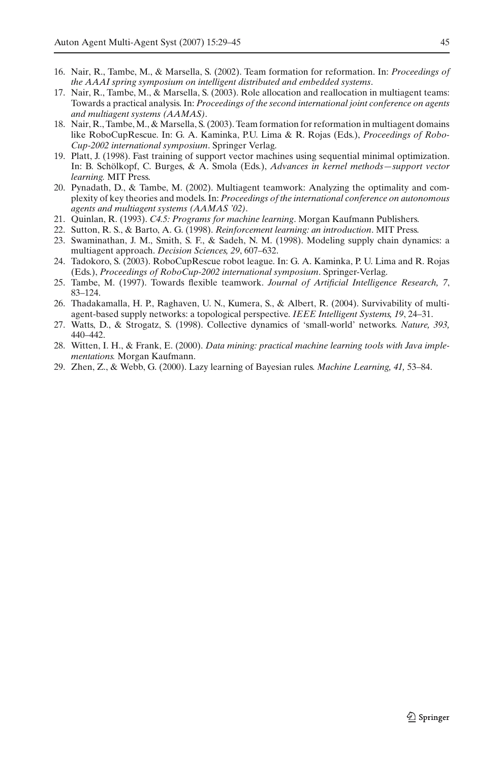16. Nair, R., Tambe, M., & Marsella, S. (2002). Team formation for reformation. In: *Proceedings of the AAAI spring symposium on intelligent distributed and embedded systems*.
17. Nair, R., Tambe, M., & Marsella, S. (2003). Role allocation and reallocation in multiagent teams: Towards a practical analysis. In: *Proceedings of the second international joint conference on agents and multiagent systems (AAMAS)*.
18. Nair, R., Tambe, M., & Marsella, S. (2003). Team formation for reformation in multiagent domains like RoboCupRescue. In: G. A. Kaminka, P.U. Lima & R. Rojas (Eds.), *Proceedings of RoboCup-2002 international symposium*. Springer Verlag.
19. Platt, J. (1998). Fast training of support vector machines using sequential minimal optimization. In: B. Schölkopf, C. Burges, & A. Smola (Eds.), *Advances in kernel methods—support vector learning.* MIT Press.
20. Pynadath, D., & Tambe, M. (2002). Multiagent teamwork: Analyzing the optimality and complexity of key theories and models. In: *Proceedings of the international conference on autonomous agents and multiagent systems (AAMAS '02)*.
21. Quinlan, R. (1993). *C4.5: Programs for machine learning*. Morgan Kaufmann Publishers.
22. Sutton, R. S., & Barto, A. G. (1998). *Reinforcement learning: an introduction*. MIT Press.
23. Swaminathan, J. M., Smith, S. F., & Sadeh, N. M. (1998). Modeling supply chain dynamics: a multiagent approach. *Decision Sciences, 29*, 607–632.
24. Tadokoro, S. (2003). RoboCupRescue robot league. In: G. A. Kaminka, P. U. Lima and R. Rojas (Eds.), *Proceedings of RoboCup-2002 international symposium*. Springer-Verlag.
25. Tambe, M. (1997). Towards flexible teamwork. *Journal of Artificial Intelligence Research, 7*, 83–124.
26. Thadakamalla, H. P., Raghaven, U. N., Kumera, S., & Albert, R. (2004). Survivability of multiagent-based supply networks: a topological perspective. *IEEE Intelligent Systems, 19*, 24–31.
27. Watts, D., & Strogatz, S. (1998). Collective dynamics of 'small-world' networks. *Nature, 393,* 440–442.
28. Witten, I. H., & Frank, E. (2000). *Data mining: practical machine learning tools with Java implementations.* Morgan Kaufmann.
29. Zhen, Z., & Webb, G. (2000). Lazy learning of Bayesian rules. *Machine Learning, 41,* 53–84.